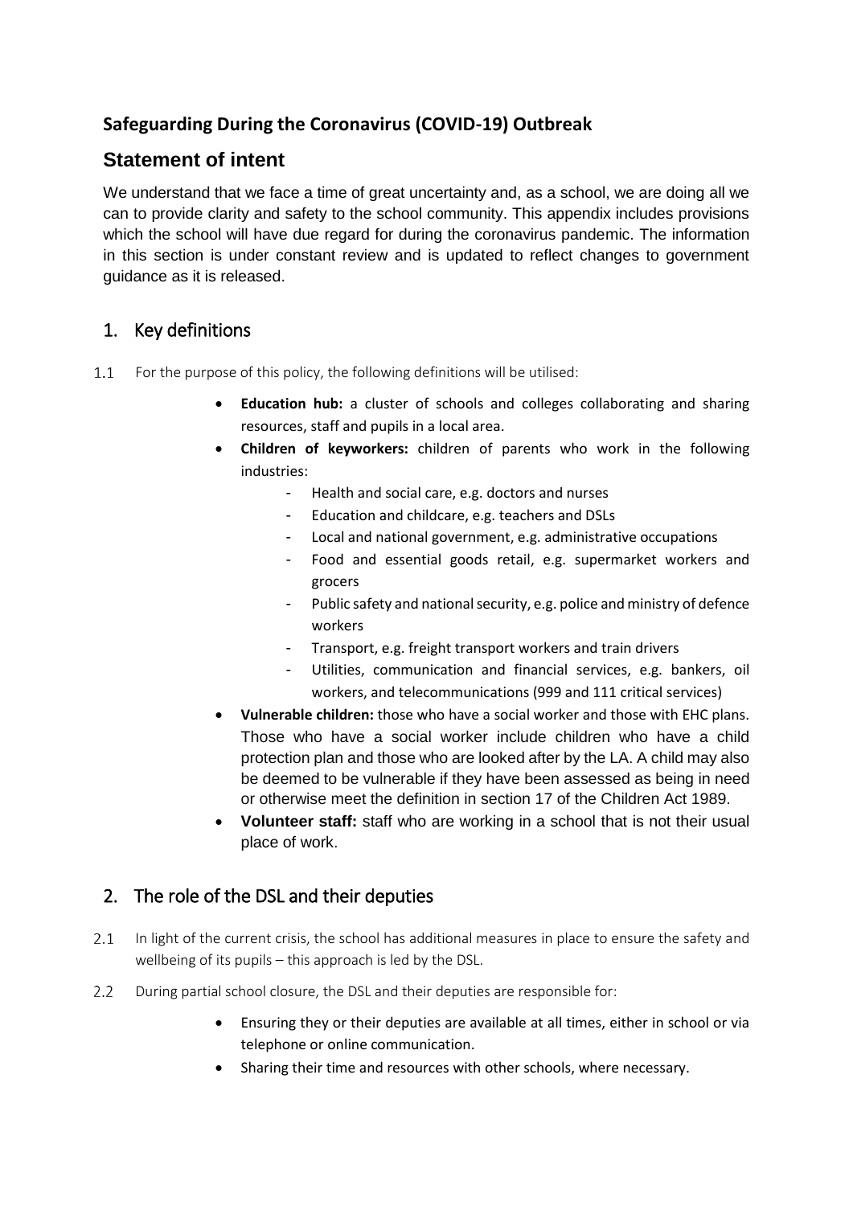## Safeguarding During the Coronavirus (COVID-19) Outbreak

# Statement of intent

We understand that we face a time of great uncertainty and, as a school, we are doing all we can to provide clarity and safety to the school community. This appendix includes provisions which the school will have due regard for during the coronavirus pandemic. The information in this section is under constant review and is updated to reflect changes to government guidance as it is released.

## 1. Key definitions

1.1 For the purpose of this policy, the following definitions will be utilised:

- **Education hub:** a cluster of schools and colleges collaborating and sharing resources, staff and pupils in a local area.
- **Children of keyworkers:** children of parents who work in the following industries:
  - Health and social care, e.g. doctors and nurses
  - Education and childcare, e.g. teachers and DSLs
  - Local and national government, e.g. administrative occupations
  - Food and essential goods retail, e.g. supermarket workers and grocers
  - Public safety and national security, e.g. police and ministry of defence workers
  - Transport, e.g. freight transport workers and train drivers
  - Utilities, communication and financial services, e.g. bankers, oil workers, and telecommunications (999 and 111 critical services)
- **Vulnerable children:** those who have a social worker and those with EHC plans. Those who have a social worker include children who have a child protection plan and those who are looked after by the LA. A child may also be deemed to be vulnerable if they have been assessed as being in need or otherwise meet the definition in section 17 of the Children Act 1989.
- **Volunteer staff:** staff who are working in a school that is not their usual place of work.

## 2. The role of the DSL and their deputies

2.1 In light of the current crisis, the school has additional measures in place to ensure the safety and wellbeing of its pupils – this approach is led by the DSL.

2.2 During partial school closure, the DSL and their deputies are responsible for:

- Ensuring they or their deputies are available at all times, either in school or via telephone or online communication.
- Sharing their time and resources with other schools, where necessary.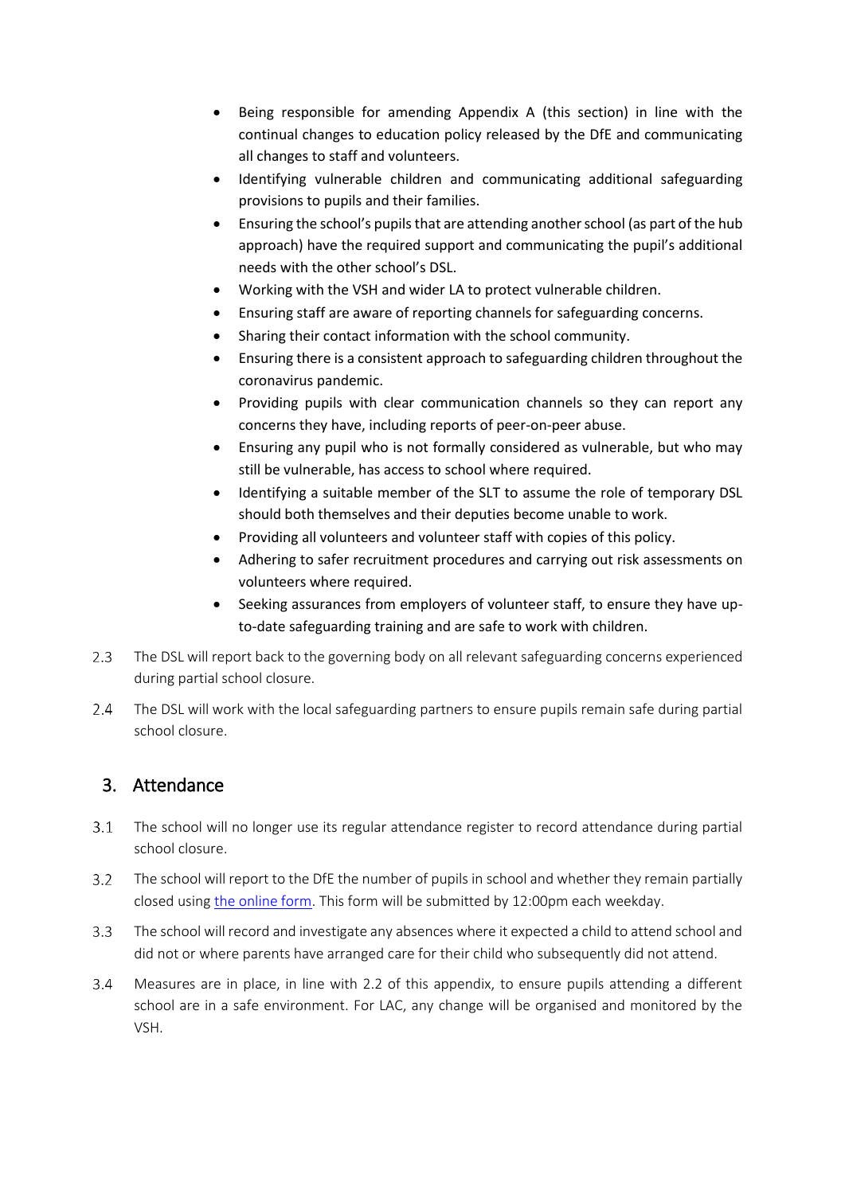- Being responsible for amending Appendix A (this section) in line with the continual changes to education policy released by the DfE and communicating all changes to staff and volunteers.
- Identifying vulnerable children and communicating additional safeguarding provisions to pupils and their families.
- Ensuring the school's pupils that are attending another school (as part of the hub approach) have the required support and communicating the pupil's additional needs with the other school's DSL.
- Working with the VSH and wider LA to protect vulnerable children.
- Ensuring staff are aware of reporting channels for safeguarding concerns.
- Sharing their contact information with the school community.
- Ensuring there is a consistent approach to safeguarding children throughout the coronavirus pandemic.
- Providing pupils with clear communication channels so they can report any concerns they have, including reports of peer-on-peer abuse.
- Ensuring any pupil who is not formally considered as vulnerable, but who may still be vulnerable, has access to school where required.
- Identifying a suitable member of the SLT to assume the role of temporary DSL should both themselves and their deputies become unable to work.
- Providing all volunteers and volunteer staff with copies of this policy.
- Adhering to safer recruitment procedures and carrying out risk assessments on volunteers where required.
- Seeking assurances from employers of volunteer staff, to ensure they have up-to-date safeguarding training and are safe to work with children.

2.3 The DSL will report back to the governing body on all relevant safeguarding concerns experienced during partial school closure.

2.4 The DSL will work with the local safeguarding partners to ensure pupils remain safe during partial school closure.

## 3. Attendance

3.1 The school will no longer use its regular attendance register to record attendance during partial school closure.

3.2 The school will report to the DfE the number of pupils in school and whether they remain partially closed using the online form. This form will be submitted by 12:00pm each weekday.

3.3 The school will record and investigate any absences where it expected a child to attend school and did not or where parents have arranged care for their child who subsequently did not attend.

3.4 Measures are in place, in line with 2.2 of this appendix, to ensure pupils attending a different school are in a safe environment. For LAC, any change will be organised and monitored by the VSH.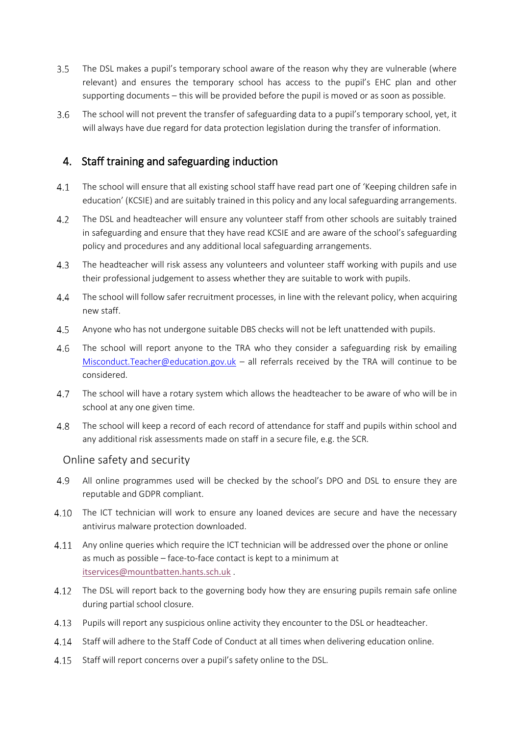3.5 The DSL makes a pupil's temporary school aware of the reason why they are vulnerable (where relevant) and ensures the temporary school has access to the pupil's EHC plan and other supporting documents – this will be provided before the pupil is moved or as soon as possible.

3.6 The school will not prevent the transfer of safeguarding data to a pupil's temporary school, yet, it will always have due regard for data protection legislation during the transfer of information.

## 4. Staff training and safeguarding induction

4.1 The school will ensure that all existing school staff have read part one of 'Keeping children safe in education' (KCSIE) and are suitably trained in this policy and any local safeguarding arrangements.

4.2 The DSL and headteacher will ensure any volunteer staff from other schools are suitably trained in safeguarding and ensure that they have read KCSIE and are aware of the school's safeguarding policy and procedures and any additional local safeguarding arrangements.

4.3 The headteacher will risk assess any volunteers and volunteer staff working with pupils and use their professional judgement to assess whether they are suitable to work with pupils.

4.4 The school will follow safer recruitment processes, in line with the relevant policy, when acquiring new staff.

4.5 Anyone who has not undergone suitable DBS checks will not be left unattended with pupils.

4.6 The school will report anyone to the TRA who they consider a safeguarding risk by emailing [Misconduct.Teacher@education.gov.uk](mailto:Misconduct.Teacher@education.gov.uk) – all referrals received by the TRA will continue to be considered.

4.7 The school will have a rotary system which allows the headteacher to be aware of who will be in school at any one given time.

4.8 The school will keep a record of each record of attendance for staff and pupils within school and any additional risk assessments made on staff in a secure file, e.g. the SCR.

### Online safety and security

4.9 All online programmes used will be checked by the school's DPO and DSL to ensure they are reputable and GDPR compliant.

4.10 The ICT technician will work to ensure any loaned devices are secure and have the necessary antivirus malware protection downloaded.

4.11 Any online queries which require the ICT technician will be addressed over the phone or online as much as possible – face-to-face contact is kept to a minimum at [itservices@mountbatten.hants.sch.uk](mailto:itservices@mountbatten.hants.sch.uk) .

4.12 The DSL will report back to the governing body how they are ensuring pupils remain safe online during partial school closure.

4.13 Pupils will report any suspicious online activity they encounter to the DSL or headteacher.

4.14 Staff will adhere to the Staff Code of Conduct at all times when delivering education online.

4.15 Staff will report concerns over a pupil's safety online to the DSL.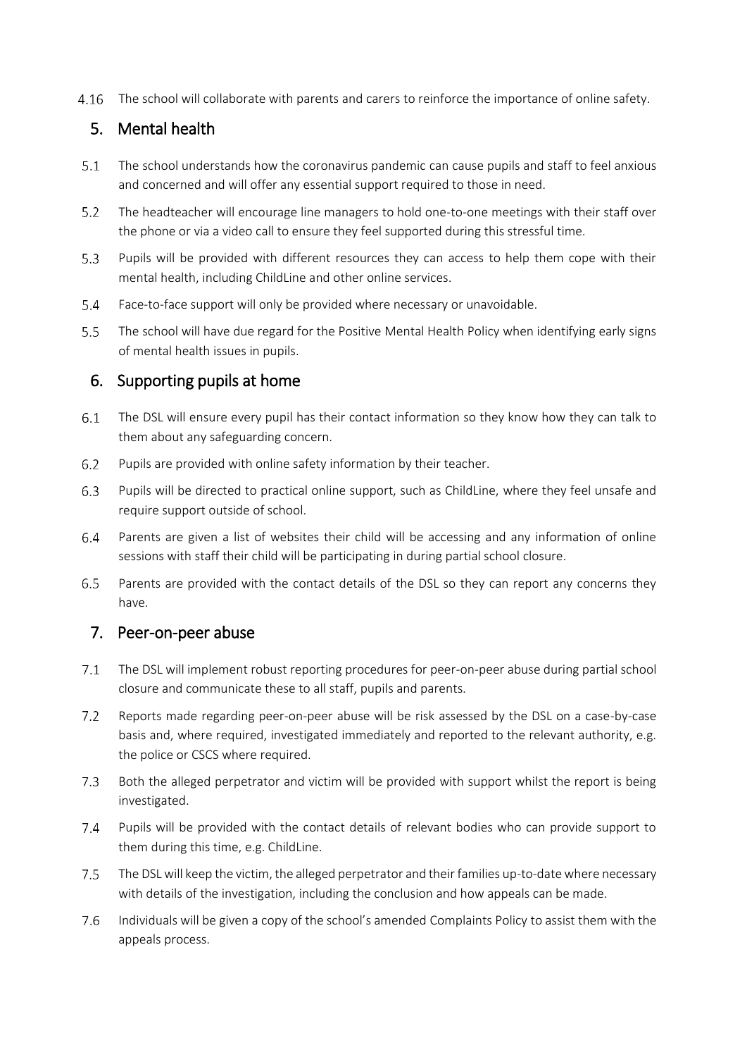4.16 The school will collaborate with parents and carers to reinforce the importance of online safety.

## 5. Mental health

5.1 The school understands how the coronavirus pandemic can cause pupils and staff to feel anxious and concerned and will offer any essential support required to those in need.

5.2 The headteacher will encourage line managers to hold one-to-one meetings with their staff over the phone or via a video call to ensure they feel supported during this stressful time.

5.3 Pupils will be provided with different resources they can access to help them cope with their mental health, including ChildLine and other online services.

5.4 Face-to-face support will only be provided where necessary or unavoidable.

5.5 The school will have due regard for the Positive Mental Health Policy when identifying early signs of mental health issues in pupils.

## 6. Supporting pupils at home

6.1 The DSL will ensure every pupil has their contact information so they know how they can talk to them about any safeguarding concern.

6.2 Pupils are provided with online safety information by their teacher.

6.3 Pupils will be directed to practical online support, such as ChildLine, where they feel unsafe and require support outside of school.

6.4 Parents are given a list of websites their child will be accessing and any information of online sessions with staff their child will be participating in during partial school closure.

6.5 Parents are provided with the contact details of the DSL so they can report any concerns they have.

## 7. Peer-on-peer abuse

7.1 The DSL will implement robust reporting procedures for peer-on-peer abuse during partial school closure and communicate these to all staff, pupils and parents.

7.2 Reports made regarding peer-on-peer abuse will be risk assessed by the DSL on a case-by-case basis and, where required, investigated immediately and reported to the relevant authority, e.g. the police or CSCS where required.

7.3 Both the alleged perpetrator and victim will be provided with support whilst the report is being investigated.

7.4 Pupils will be provided with the contact details of relevant bodies who can provide support to them during this time, e.g. ChildLine.

7.5 The DSL will keep the victim, the alleged perpetrator and their families up-to-date where necessary with details of the investigation, including the conclusion and how appeals can be made.

7.6 Individuals will be given a copy of the school's amended Complaints Policy to assist them with the appeals process.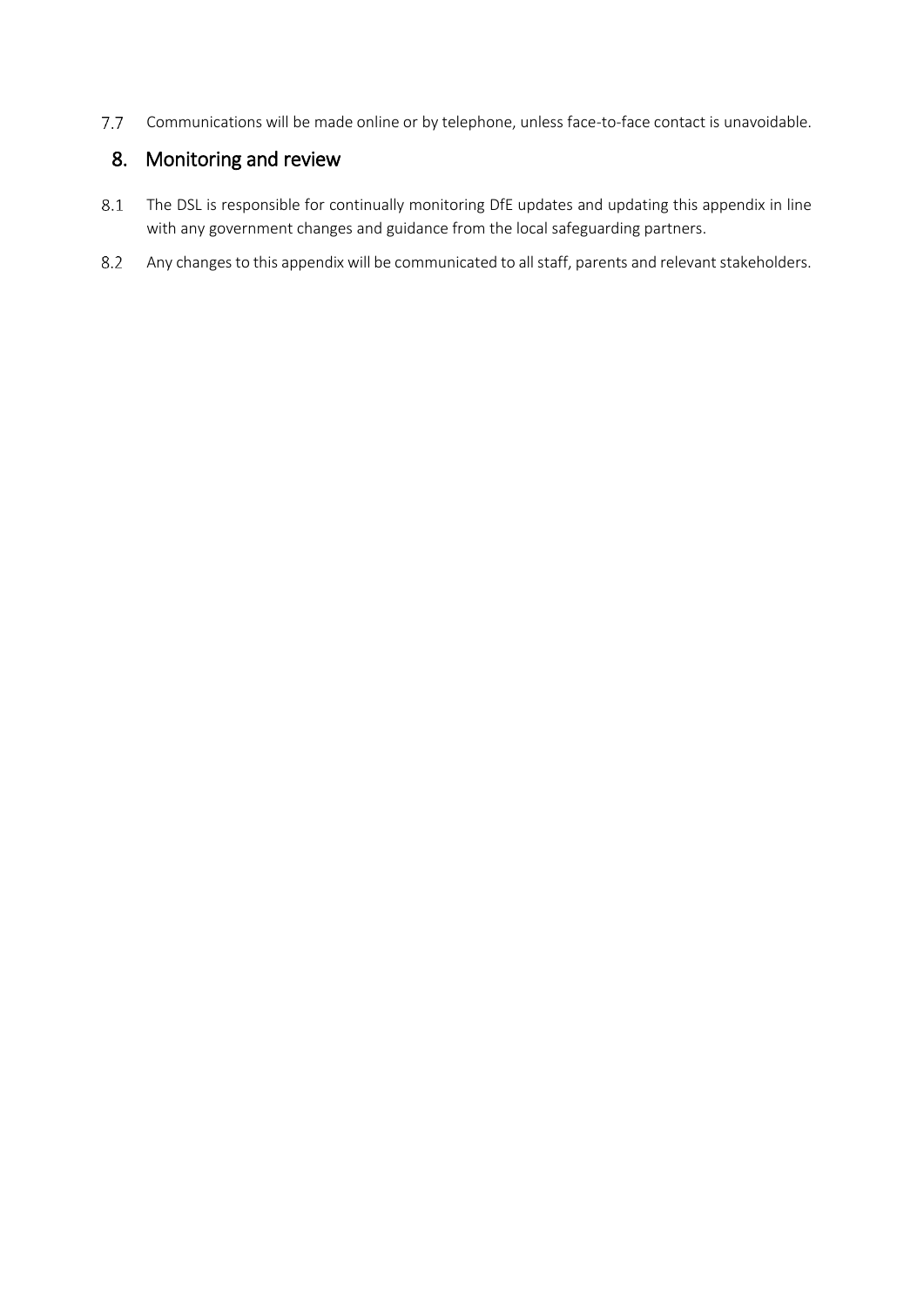7.7 Communications will be made online or by telephone, unless face-to-face contact is unavoidable.

## 8. Monitoring and review

8.1 The DSL is responsible for continually monitoring DfE updates and updating this appendix in line with any government changes and guidance from the local safeguarding partners.

8.2 Any changes to this appendix will be communicated to all staff, parents and relevant stakeholders.